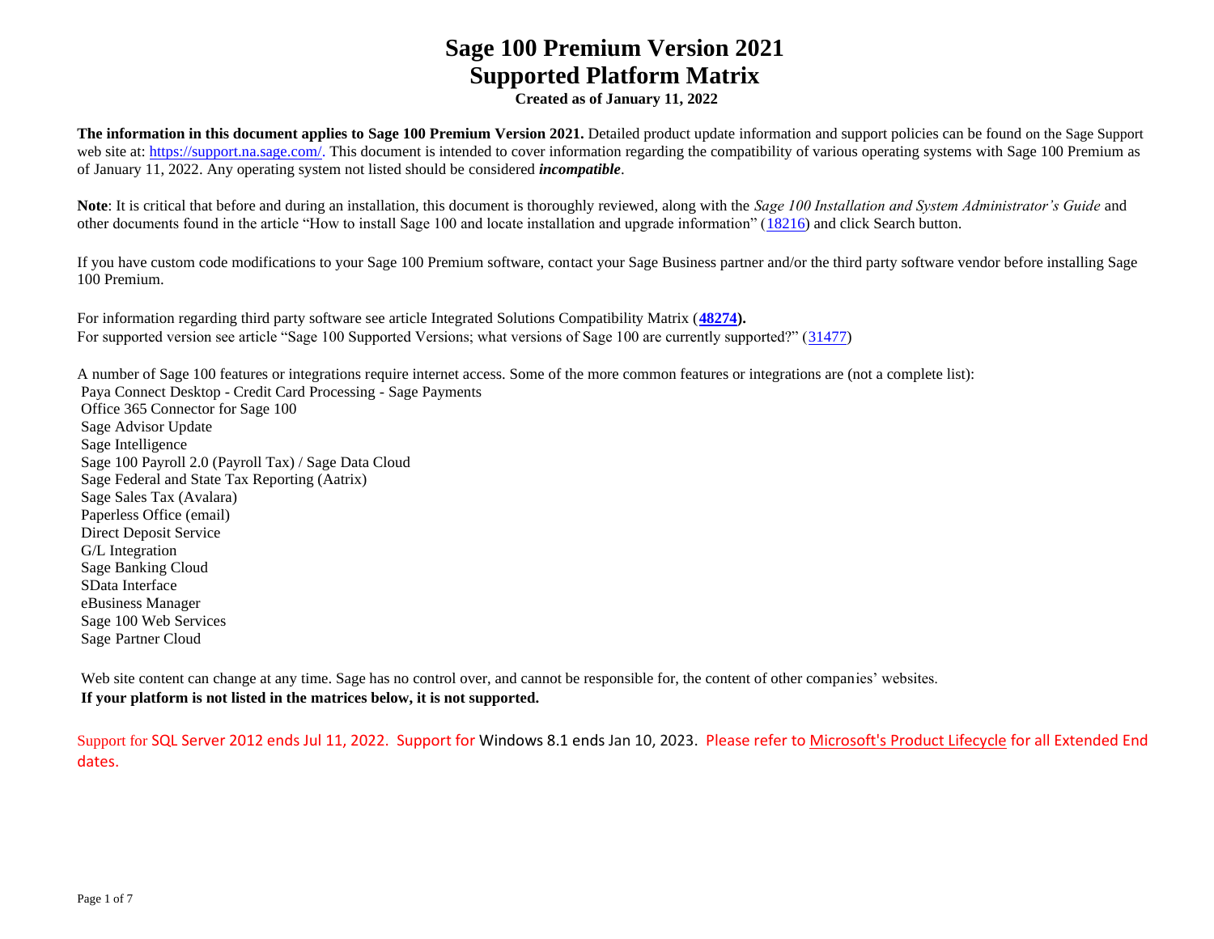# Sage 100 Premium Version 2021
# Supported Platform Matrix

**Created as of January 11, 2022**

**The information in this document applies to Sage 100 Premium Version 2021.** Detailed product update information and support policies can be found on the Sage Support web site at: https://support.na.sage.com/. This document is intended to cover information regarding the compatibility of various operating systems with Sage 100 Premium as of January 11, 2022. Any operating system not listed should be considered ***incompatible***.

**Note**: It is critical that before and during an installation, this document is thoroughly reviewed, along with the *Sage 100 Installation and System Administrator's Guide* and other documents found in the article "How to install Sage 100 and locate installation and upgrade information" (18216) and click Search button.

If you have custom code modifications to your Sage 100 Premium software, contact your Sage Business partner and/or the third party software vendor before installing Sage 100 Premium.

For information regarding third party software see article Integrated Solutions Compatibility Matrix (**48274**).
For supported version see article "Sage 100 Supported Versions; what versions of Sage 100 are currently supported?" (31477)

A number of Sage 100 features or integrations require internet access. Some of the more common features or integrations are (not a complete list):

- Paya Connect Desktop - Credit Card Processing - Sage Payments
- Office 365 Connector for Sage 100
- Sage Advisor Update
- Sage Intelligence
- Sage 100 Payroll 2.0 (Payroll Tax) / Sage Data Cloud
- Sage Federal and State Tax Reporting (Aatrix)
- Sage Sales Tax (Avalara)
- Paperless Office (email)
- Direct Deposit Service
- G/L Integration
- Sage Banking Cloud
- SData Interface
- eBusiness Manager
- Sage 100 Web Services
- Sage Partner Cloud

Web site content can change at any time. Sage has no control over, and cannot be responsible for, the content of other companies' websites.
**If your platform is not listed in the matrices below, it is not supported.**

Support for SQL Server 2012 ends Jul 11, 2022. Support for Windows 8.1 ends Jan 10, 2023. Please refer to Microsoft's Product Lifecycle for all Extended End dates.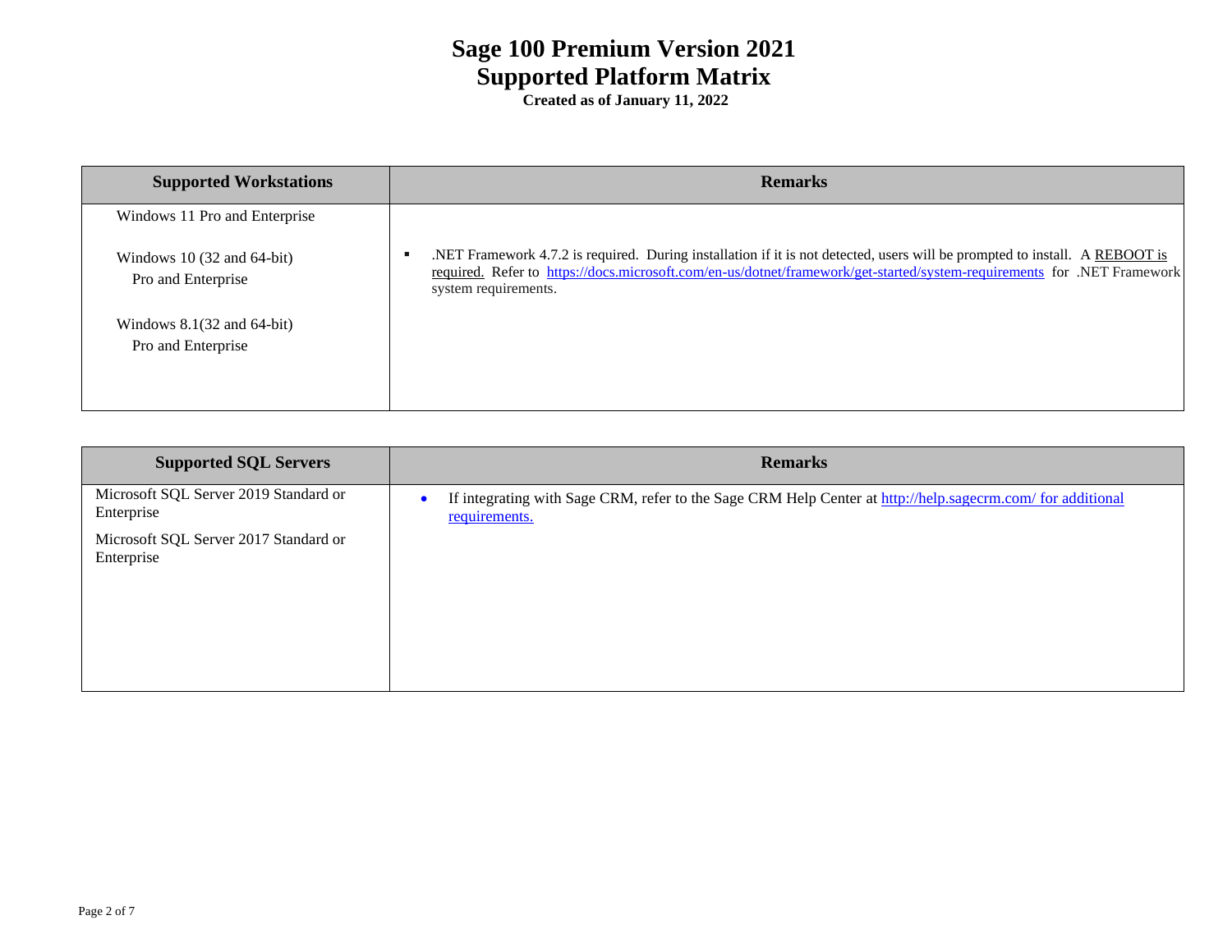# Sage 100 Premium Version 2021
# Supported Platform Matrix

**Created as of January 11, 2022**

| Supported Workstations | Remarks |
|---|---|
| Windows 11 Pro and Enterprise<br><br>Windows 10 (32 and 64-bit) Pro and Enterprise<br><br>Windows 8.1(32 and 64-bit) Pro and Enterprise | ▪ .NET Framework 4.7.2 is required. During installation if it is not detected, users will be prompted to install. A REBOOT is required. Refer to https://docs.microsoft.com/en-us/dotnet/framework/get-started/system-requirements for .NET Framework system requirements. |

| Supported SQL Servers | Remarks |
|---|---|
| Microsoft SQL Server 2019 Standard or Enterprise<br><br>Microsoft SQL Server 2017 Standard or Enterprise | • If integrating with Sage CRM, refer to the Sage CRM Help Center at http://help.sagecrm.com/ for additional requirements. |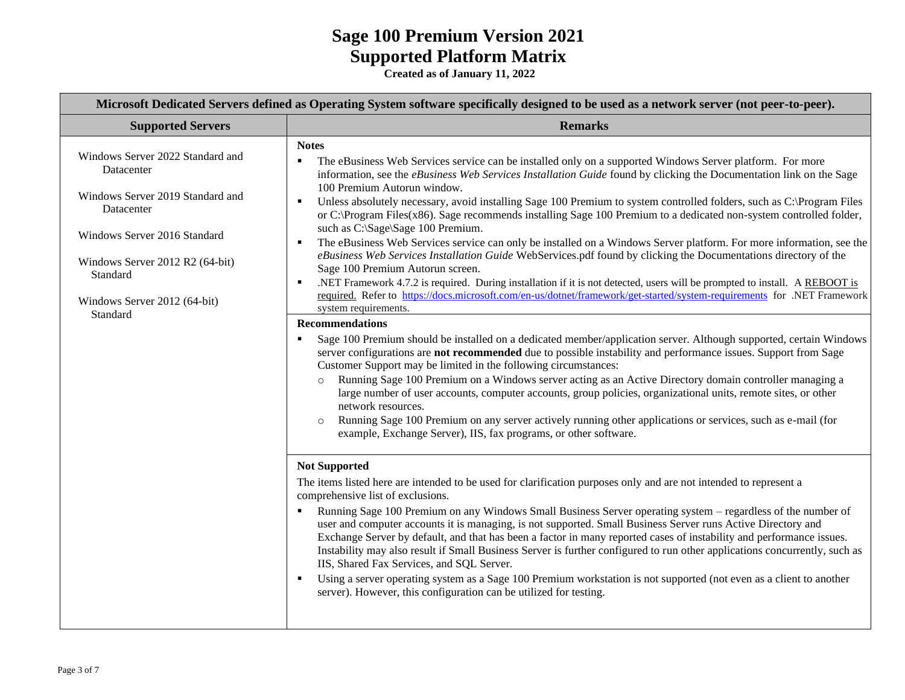# Sage 100 Premium Version 2021
# Supported Platform Matrix

**Created as of January 11, 2022**

| **Microsoft Dedicated Servers defined as Operating System software specifically designed to be used as a network server (not peer-to-peer).** | |
|---|---|
| **Supported Servers** | **Remarks** |
| Windows Server 2022 Standard and Datacenter<br><br>Windows Server 2019 Standard and Datacenter<br><br>Windows Server 2016 Standard<br><br>Windows Server 2012 R2 (64-bit) Standard<br><br>Windows Server 2012 (64-bit) Standard | **Notes**<br>▪ The eBusiness Web Services service can be installed only on a supported Windows Server platform. For more information, see the *eBusiness Web Services Installation Guide* found by clicking the Documentation link on the Sage 100 Premium Autorun window.<br>▪ Unless absolutely necessary, avoid installing Sage 100 Premium to system controlled folders, such as C:\Program Files or C:\Program Files(x86). Sage recommends installing Sage 100 Premium to a dedicated non-system controlled folder, such as C:\Sage\Sage 100 Premium.<br>▪ The eBusiness Web Services service can only be installed on a Windows Server platform. For more information, see the *eBusiness Web Services Installation Guide* WebServices.pdf found by clicking the Documentations directory of the Sage 100 Premium Autorun screen.<br>▪ .NET Framework 4.7.2 is required. During installation if it is not detected, users will be prompted to install. A REBOOT is required. Refer to https://docs.microsoft.com/en-us/dotnet/framework/get-started/system-requirements for .NET Framework system requirements. |
| | **Recommendations**<br>▪ Sage 100 Premium should be installed on a dedicated member/application server. Although supported, certain Windows server configurations are **not recommended** due to possible instability and performance issues. Support from Sage Customer Support may be limited in the following circumstances:<br>&nbsp;&nbsp;&nbsp;&nbsp;○ Running Sage 100 Premium on a Windows server acting as an Active Directory domain controller managing a large number of user accounts, computer accounts, group policies, organizational units, remote sites, or other network resources.<br>&nbsp;&nbsp;&nbsp;&nbsp;○ Running Sage 100 Premium on any server actively running other applications or services, such as e-mail (for example, Exchange Server), IIS, fax programs, or other software. |
| | **Not Supported**<br>The items listed here are intended to be used for clarification purposes only and are not intended to represent a comprehensive list of exclusions.<br>▪ Running Sage 100 Premium on any Windows Small Business Server operating system – regardless of the number of user and computer accounts it is managing, is not supported. Small Business Server runs Active Directory and Exchange Server by default, and that has been a factor in many reported cases of instability and performance issues. Instability may also result if Small Business Server is further configured to run other applications concurrently, such as IIS, Shared Fax Services, and SQL Server.<br>▪ Using a server operating system as a Sage 100 Premium workstation is not supported (not even as a client to another server). However, this configuration can be utilized for testing. |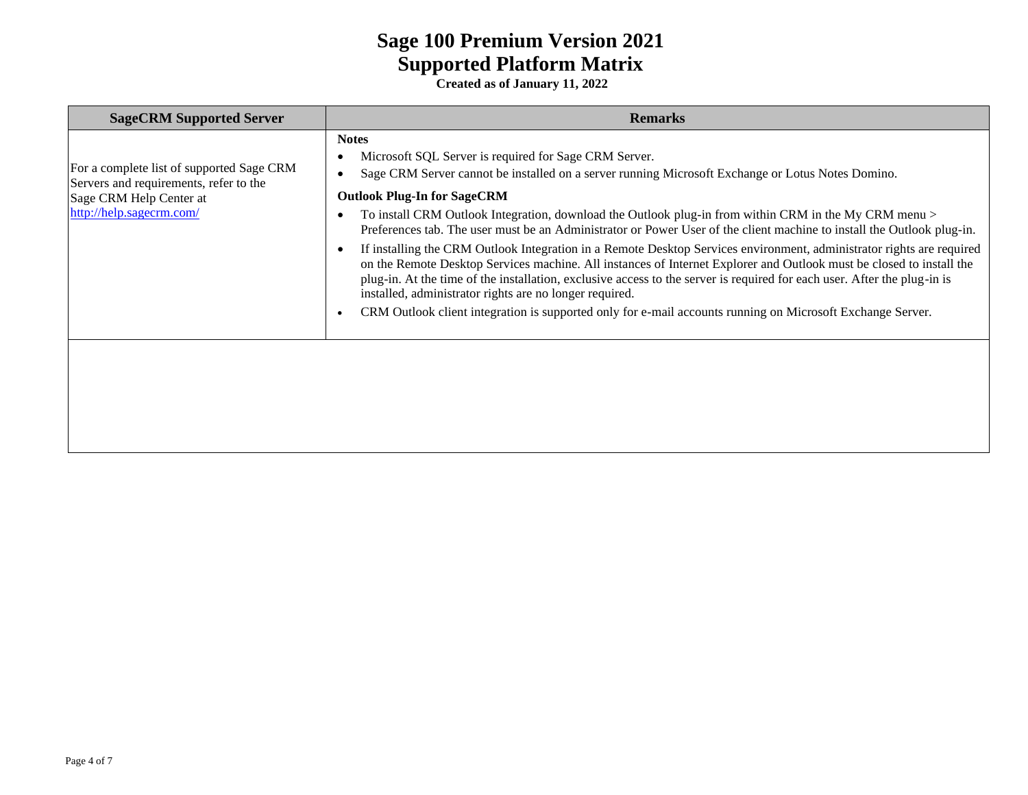# Sage 100 Premium Version 2021
# Supported Platform Matrix

**Created as of January 11, 2022**

| SageCRM Supported Server | Remarks |
|---|---|
| For a complete list of supported Sage CRM Servers and requirements, refer to the Sage CRM Help Center at http://help.sagecrm.com/ | **Notes**<br>• Microsoft SQL Server is required for Sage CRM Server.<br>• Sage CRM Server cannot be installed on a server running Microsoft Exchange or Lotus Notes Domino.<br>**Outlook Plug-In for SageCRM**<br>• To install CRM Outlook Integration, download the Outlook plug-in from within CRM in the My CRM menu > Preferences tab. The user must be an Administrator or Power User of the client machine to install the Outlook plug-in.<br>• If installing the CRM Outlook Integration in a Remote Desktop Services environment, administrator rights are required on the Remote Desktop Services machine. All instances of Internet Explorer and Outlook must be closed to install the plug-in. At the time of the installation, exclusive access to the server is required for each user. After the plug-in is installed, administrator rights are no longer required.<br>• CRM Outlook client integration is supported only for e-mail accounts running on Microsoft Exchange Server. |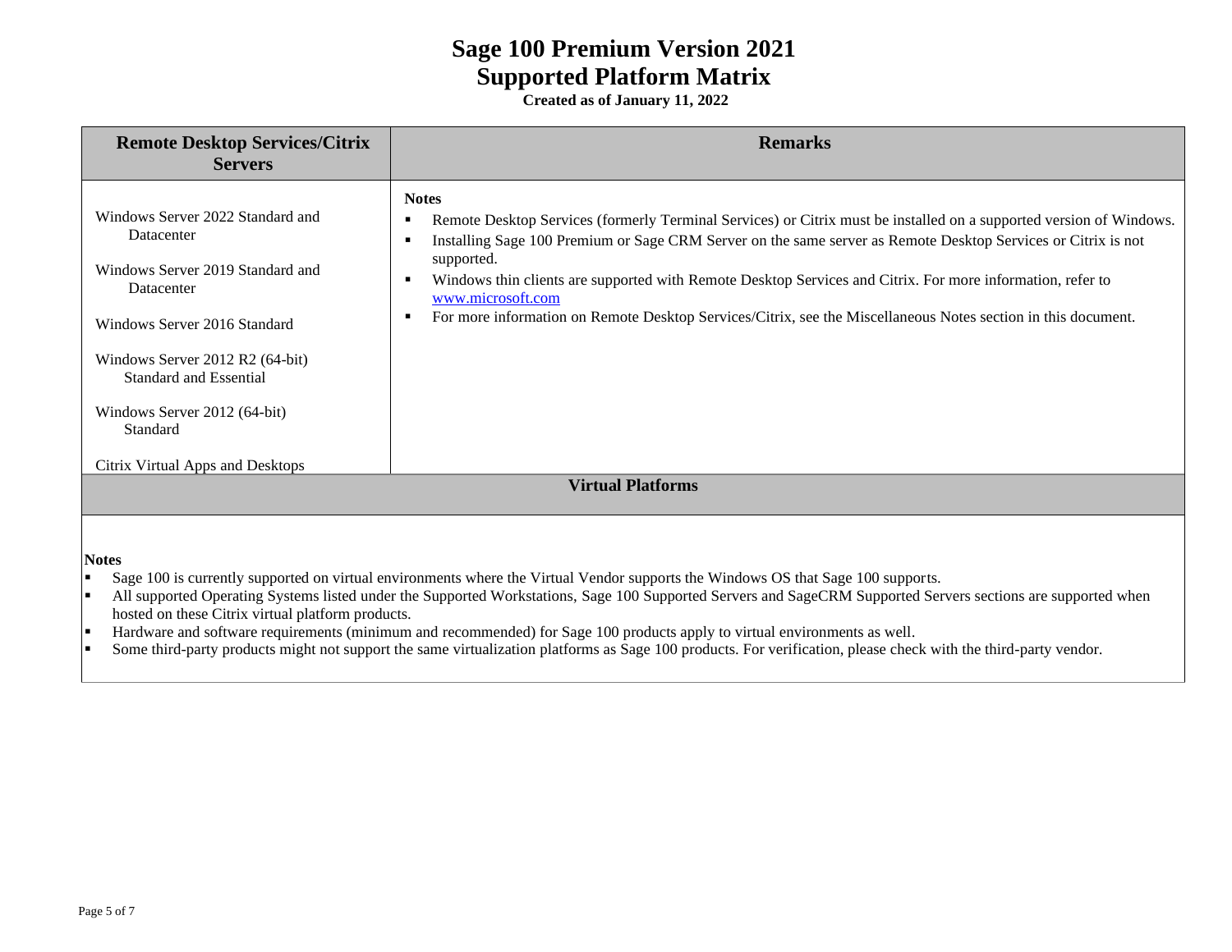# Sage 100 Premium Version 2021
# Supported Platform Matrix

**Created as of January 11, 2022**

| Remote Desktop Services/Citrix Servers | Remarks |
|---|---|
| Windows Server 2022 Standard and Datacenter<br><br>Windows Server 2019 Standard and Datacenter<br><br>Windows Server 2016 Standard<br><br>Windows Server 2012 R2 (64-bit) Standard and Essential<br><br>Windows Server 2012 (64-bit) Standard<br><br>Citrix Virtual Apps and Desktops | **Notes**<br>▪ Remote Desktop Services (formerly Terminal Services) or Citrix must be installed on a supported version of Windows.<br>▪ Installing Sage 100 Premium or Sage CRM Server on the same server as Remote Desktop Services or Citrix is not supported.<br>▪ Windows thin clients are supported with Remote Desktop Services and Citrix. For more information, refer to www.microsoft.com<br>▪ For more information on Remote Desktop Services/Citrix, see the Miscellaneous Notes section in this document. |

## Virtual Platforms

**Notes**

- Sage 100 is currently supported on virtual environments where the Virtual Vendor supports the Windows OS that Sage 100 supports.
- All supported Operating Systems listed under the Supported Workstations, Sage 100 Supported Servers and SageCRM Supported Servers sections are supported when hosted on these Citrix virtual platform products.
- Hardware and software requirements (minimum and recommended) for Sage 100 products apply to virtual environments as well.
- Some third-party products might not support the same virtualization platforms as Sage 100 products. For verification, please check with the third-party vendor.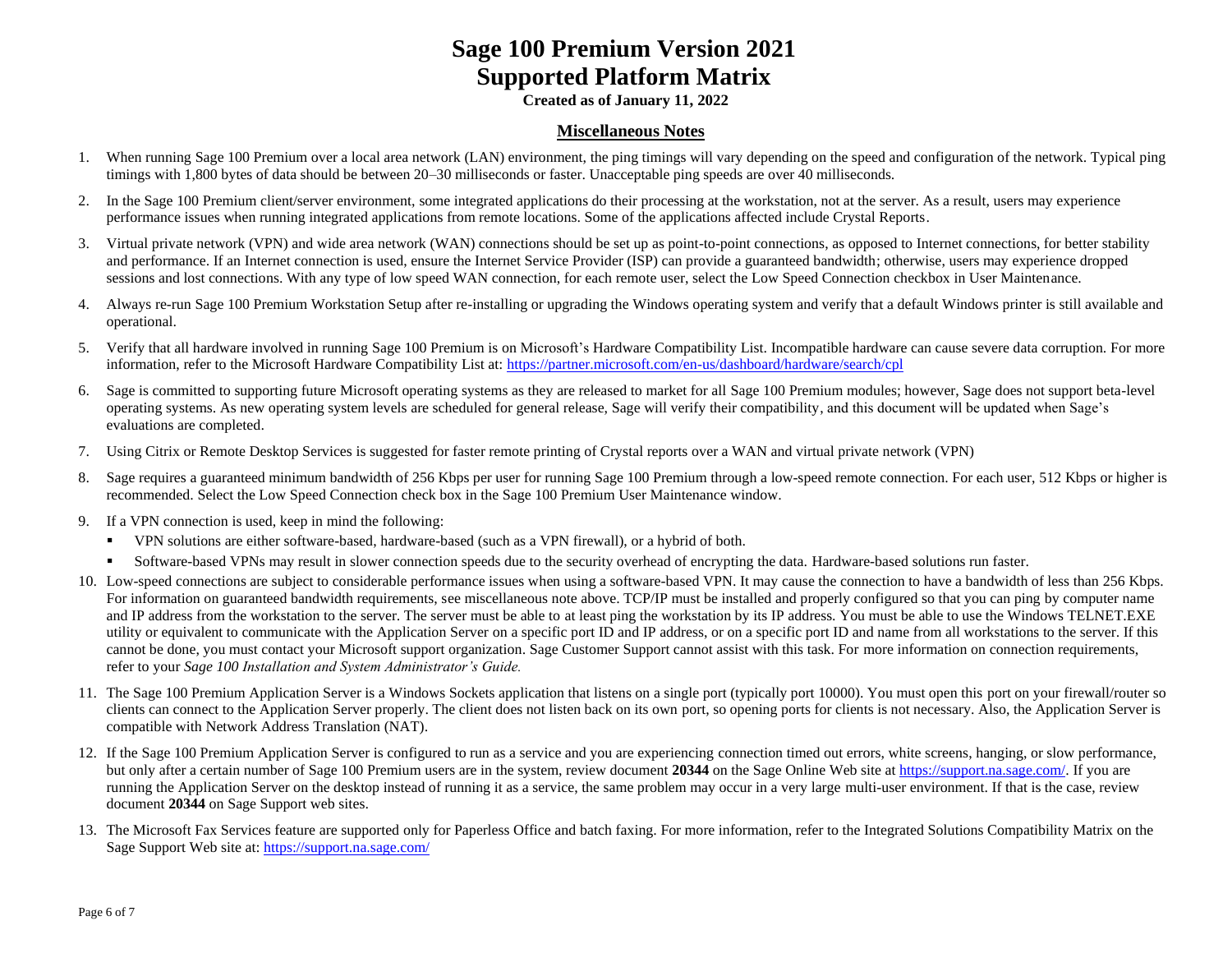# Sage 100 Premium Version 2021 Supported Platform Matrix

**Created as of January 11, 2022**

## Miscellaneous Notes

1. When running Sage 100 Premium over a local area network (LAN) environment, the ping timings will vary depending on the speed and configuration of the network. Typical ping timings with 1,800 bytes of data should be between 20–30 milliseconds or faster. Unacceptable ping speeds are over 40 milliseconds.
2. In the Sage 100 Premium client/server environment, some integrated applications do their processing at the workstation, not at the server. As a result, users may experience performance issues when running integrated applications from remote locations. Some of the applications affected include Crystal Reports.
3. Virtual private network (VPN) and wide area network (WAN) connections should be set up as point-to-point connections, as opposed to Internet connections, for better stability and performance. If an Internet connection is used, ensure the Internet Service Provider (ISP) can provide a guaranteed bandwidth; otherwise, users may experience dropped sessions and lost connections. With any type of low speed WAN connection, for each remote user, select the Low Speed Connection checkbox in User Maintenance.
4. Always re-run Sage 100 Premium Workstation Setup after re-installing or upgrading the Windows operating system and verify that a default Windows printer is still available and operational.
5. Verify that all hardware involved in running Sage 100 Premium is on Microsoft's Hardware Compatibility List. Incompatible hardware can cause severe data corruption. For more information, refer to the Microsoft Hardware Compatibility List at: https://partner.microsoft.com/en-us/dashboard/hardware/search/cpl
6. Sage is committed to supporting future Microsoft operating systems as they are released to market for all Sage 100 Premium modules; however, Sage does not support beta-level operating systems. As new operating system levels are scheduled for general release, Sage will verify their compatibility, and this document will be updated when Sage's evaluations are completed.
7. Using Citrix or Remote Desktop Services is suggested for faster remote printing of Crystal reports over a WAN and virtual private network (VPN)
8. Sage requires a guaranteed minimum bandwidth of 256 Kbps per user for running Sage 100 Premium through a low-speed remote connection. For each user, 512 Kbps or higher is recommended. Select the Low Speed Connection check box in the Sage 100 Premium User Maintenance window.
9. If a VPN connection is used, keep in mind the following:
   - VPN solutions are either software-based, hardware-based (such as a VPN firewall), or a hybrid of both.
   - Software-based VPNs may result in slower connection speeds due to the security overhead of encrypting the data. Hardware-based solutions run faster.
10. Low-speed connections are subject to considerable performance issues when using a software-based VPN. It may cause the connection to have a bandwidth of less than 256 Kbps. For information on guaranteed bandwidth requirements, see miscellaneous note above. TCP/IP must be installed and properly configured so that you can ping by computer name and IP address from the workstation to the server. The server must be able to at least ping the workstation by its IP address. You must be able to use the Windows TELNET.EXE utility or equivalent to communicate with the Application Server on a specific port ID and IP address, or on a specific port ID and name from all workstations to the server. If this cannot be done, you must contact your Microsoft support organization. Sage Customer Support cannot assist with this task. For more information on connection requirements, refer to your *Sage 100 Installation and System Administrator's Guide.*
11. The Sage 100 Premium Application Server is a Windows Sockets application that listens on a single port (typically port 10000). You must open this port on your firewall/router so clients can connect to the Application Server properly. The client does not listen back on its own port, so opening ports for clients is not necessary. Also, the Application Server is compatible with Network Address Translation (NAT).
12. If the Sage 100 Premium Application Server is configured to run as a service and you are experiencing connection timed out errors, white screens, hanging, or slow performance, but only after a certain number of Sage 100 Premium users are in the system, review document **20344** on the Sage Online Web site at https://support.na.sage.com/. If you are running the Application Server on the desktop instead of running it as a service, the same problem may occur in a very large multi-user environment. If that is the case, review document **20344** on Sage Support web sites.
13. The Microsoft Fax Services feature are supported only for Paperless Office and batch faxing. For more information, refer to the Integrated Solutions Compatibility Matrix on the Sage Support Web site at: https://support.na.sage.com/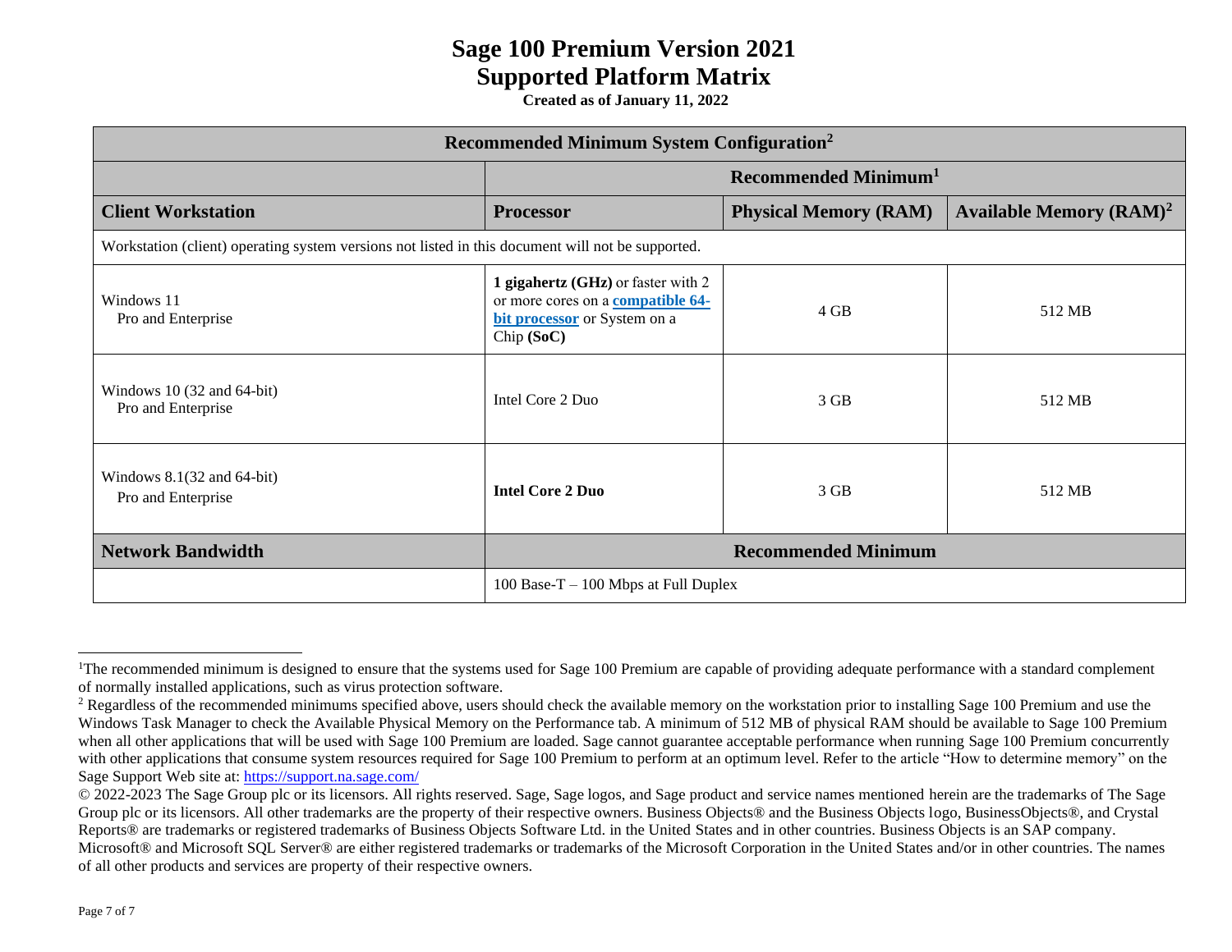# Sage 100 Premium Version 2021
# Supported Platform Matrix

**Created as of January 11, 2022**

| Recommended Minimum System Configuration[2] | | | |
|---|---|---|---|
| | Recommended Minimum[1] | | |
| **Client Workstation** | **Processor** | **Physical Memory (RAM)** | **Available Memory (RAM)[2]** |
| Workstation (client) operating system versions not listed in this document will not be supported. | | | |
| Windows 11<br>Pro and Enterprise | **1 gigahertz (GHz)** or faster with 2 or more cores on a **compatible 64-bit processor** or System on a Chip **(SoC)** | 4 GB | 512 MB |
| Windows 10 (32 and 64-bit)<br>Pro and Enterprise | Intel Core 2 Duo | 3 GB | 512 MB |
| Windows 8.1(32 and 64-bit)<br>Pro and Enterprise | **Intel Core 2 Duo** | 3 GB | 512 MB |
| **Network Bandwidth** | **Recommended Minimum** | | |
| | 100 Base-T – 100 Mbps at Full Duplex | | |

[1]The recommended minimum is designed to ensure that the systems used for Sage 100 Premium are capable of providing adequate performance with a standard complement of normally installed applications, such as virus protection software.

[2] Regardless of the recommended minimums specified above, users should check the available memory on the workstation prior to installing Sage 100 Premium and use the Windows Task Manager to check the Available Physical Memory on the Performance tab. A minimum of 512 MB of physical RAM should be available to Sage 100 Premium when all other applications that will be used with Sage 100 Premium are loaded. Sage cannot guarantee acceptable performance when running Sage 100 Premium concurrently with other applications that consume system resources required for Sage 100 Premium to perform at an optimum level. Refer to the article "How to determine memory" on the Sage Support Web site at: https://support.na.sage.com/

© 2022-2023 The Sage Group plc or its licensors. All rights reserved. Sage, Sage logos, and Sage product and service names mentioned herein are the trademarks of The Sage Group plc or its licensors. All other trademarks are the property of their respective owners. Business Objects® and the Business Objects logo, BusinessObjects®, and Crystal Reports® are trademarks or registered trademarks of Business Objects Software Ltd. in the United States and in other countries. Business Objects is an SAP company. Microsoft® and Microsoft SQL Server® are either registered trademarks or trademarks of the Microsoft Corporation in the United States and/or in other countries. The names of all other products and services are property of their respective owners.